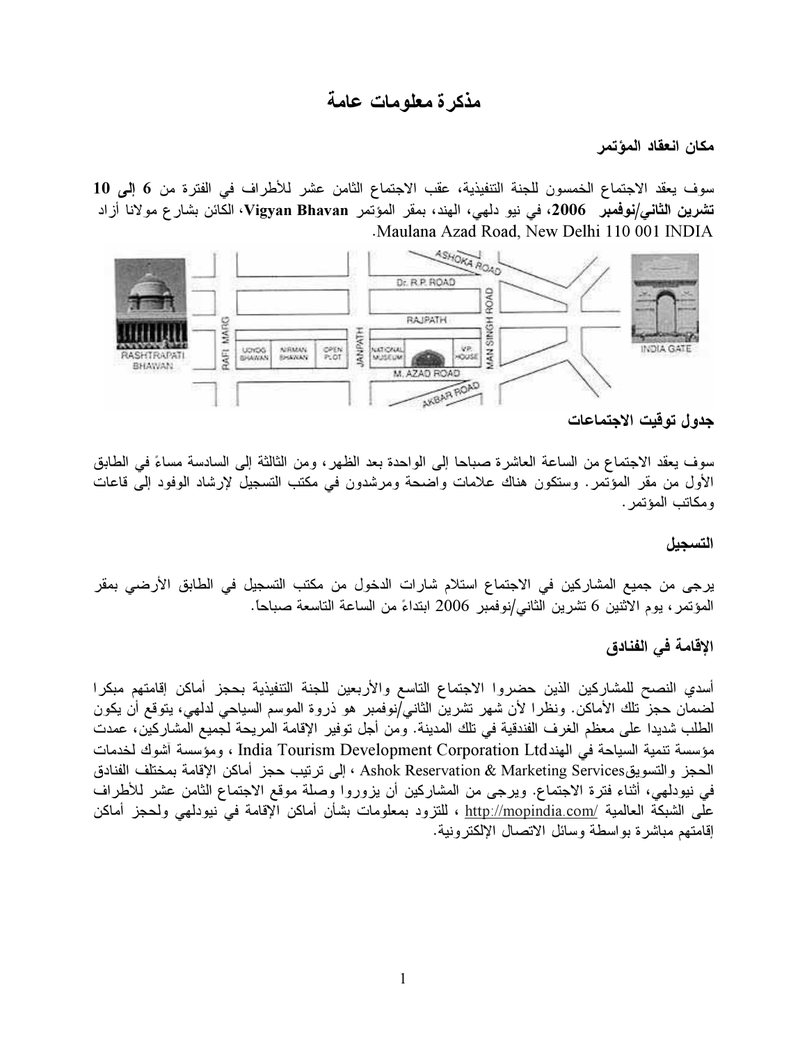# مذكرة معلومات عامة

## مكان انعقاد المؤتمر

سوف يعقد الاجتماع الخمسون للجنة التنفيذية، عقب الاجتماع الثامن عشر للأطراف في الفترة من **6 إلى 10 تشرين الثاني/نوفمبر 2006**، في نيو دلهي، الهند، بمقر المؤتمر **Vigyan Bhavan**، الكائن بشارع مولانا أزاد Maulana Azad Road, New Delhi 110 001 INDIA.

## جدول توقيت الاجتماعات

سوف يعقد الاجتماع من الساعة العاشرة صباحا إلى الواحدة بعد الظهر، ومن الثالثة إلى السادسة مساءً في الطابق الأول من مقر المؤتمر. وستكون هناك علامات واضحة ومرشدون في مكتب التسجيل لإرشاد الوفود إلى قاعات ومكاتب المؤتمر.

## التسجيل

يرجى من جميع المشاركين في الاجتماع استلام شارات الدخول من مكتب التسجيل في الطابق الأرضي بمقر المؤتمر، يوم الاثنين 6 تشرين الثاني/نوفمبر 2006 ابتداءً من الساعة التاسعة صباحاً.

## الإقامة في الفنادق

أسدي النصح للمشاركين الذين حضروا الاجتماع التاسع والأربعين للجنة التنفيذية بحجز أماكن إقامتهم مبكرا لضمان حجز تلك الأماكن. ونظرا لأن شهر تشرين الثاني/نوفمبر هو ذروة الموسم السياحي لدلهي، يتوقع أن يكون الطلب شديدا على معظم الغرف الفندقية في تلك المدينة. ومن أجل توفير الإقامة المريحة لجميع المشاركين، عمدت مؤسسة تنمية السياحة في الهندIndia Tourism Development Corporation Ltd ، ومؤسسة آشوك لخدمات الحجز والتسويقAshok Reservation & Marketing Services ، إلى ترتيب حجز أماكن الإقامة بمختلف الفنادق في نيودلهي، أثناء فترة الاجتماع. ويرجى من المشاركين أن يزوروا وصلة موقع الاجتماع الثامن عشر للأطراف على الشبكة العالمية http://mopindia.com/ ، للتزود بمعلومات بشأن أماكن الإقامة في نيودلهي ولحجز أماكن إقامتهم مباشرة بواسطة وسائل الاتصال الإلكترونية.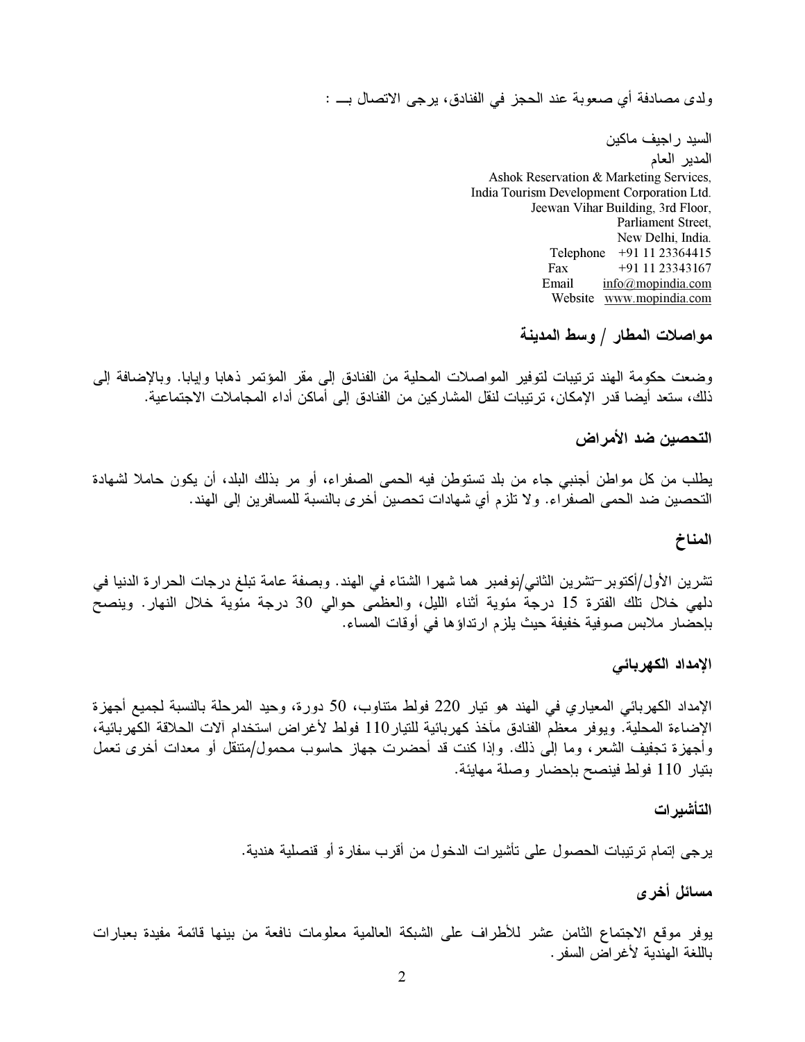ولدى مصادفة أي صعوبة عند الحجز في الفنادق، يرجى الاتصال بـــ :

السيد راجيف ماكين
المدير العام
Ashok Reservation & Marketing Services,
India Tourism Development Corporation Ltd.
Jeewan Vihar Building, 3rd Floor,
Parliament Street,
New Delhi, India.
Telephone +91 11 23364415
Fax +91 11 23343167
Email info@mopindia.com
Website www.mopindia.com

## مواصلات المطار / وسط المدينة

وضعت حكومة الهند ترتيبات لتوفير المواصلات المحلية من الفنادق إلى مقر المؤتمر ذهابا وإيابا. وبالإضافة إلى ذلك، ستعد أيضا قدر الإمكان، ترتيبات لنقل المشاركين من الفنادق إلى أماكن أداء المجاملات الاجتماعية.

## التحصين ضد الأمراض

يطلب من كل مواطن أجنبي جاء من بلد تستوطن فيه الحمى الصفراء، أو مر بذلك البلد، أن يكون حاملا لشهادة التحصين ضد الحمى الصفراء. ولا تلزم أي شهادات تحصين أخرى بالنسبة للمسافرين إلى الهند.

## المناخ

تشرين الأول/أكتوبر–تشرين الثاني/نوفمبر هما شهرا الشتاء في الهند. وبصفة عامة تبلغ درجات الحرارة الدنيا في دلهي خلال تلك الفترة 15 درجة مئوية أثناء الليل، والعظمى حوالي 30 درجة مئوية خلال النهار. وينصح بإحضار ملابس صوفية خفيفة حيث يلزم ارتداؤها في أوقات المساء.

## الإمداد الكهربائي

الإمداد الكهربائي المعياري في الهند هو تيار 220 فولط متناوب، 50 دورة، وحيد المرحلة بالنسبة لجميع أجهزة الإضاءة المحلية. ويوفر معظم الفنادق مآخذ كهربائية للتيار110 فولط لأغراض استخدام آلات الحلاقة الكهربائية، وأجهزة تجفيف الشعر، وما إلى ذلك. وإذا كنت قد أحضرت جهاز حاسوب محمول/متنقل أو معدات أخرى تعمل بتيار 110 فولط فينصح بإحضار وصلة مهايئة.

## التأشيرات

يرجى إتمام ترتيبات الحصول على تأشيرات الدخول من أقرب سفارة أو قنصلية هندية.

## مسائل أخرى

يوفر موقع الاجتماع الثامن عشر للأطراف على الشبكة العالمية معلومات نافعة من بينها قائمة مفيدة بعبارات باللغة الهندية لأغراض السفر.